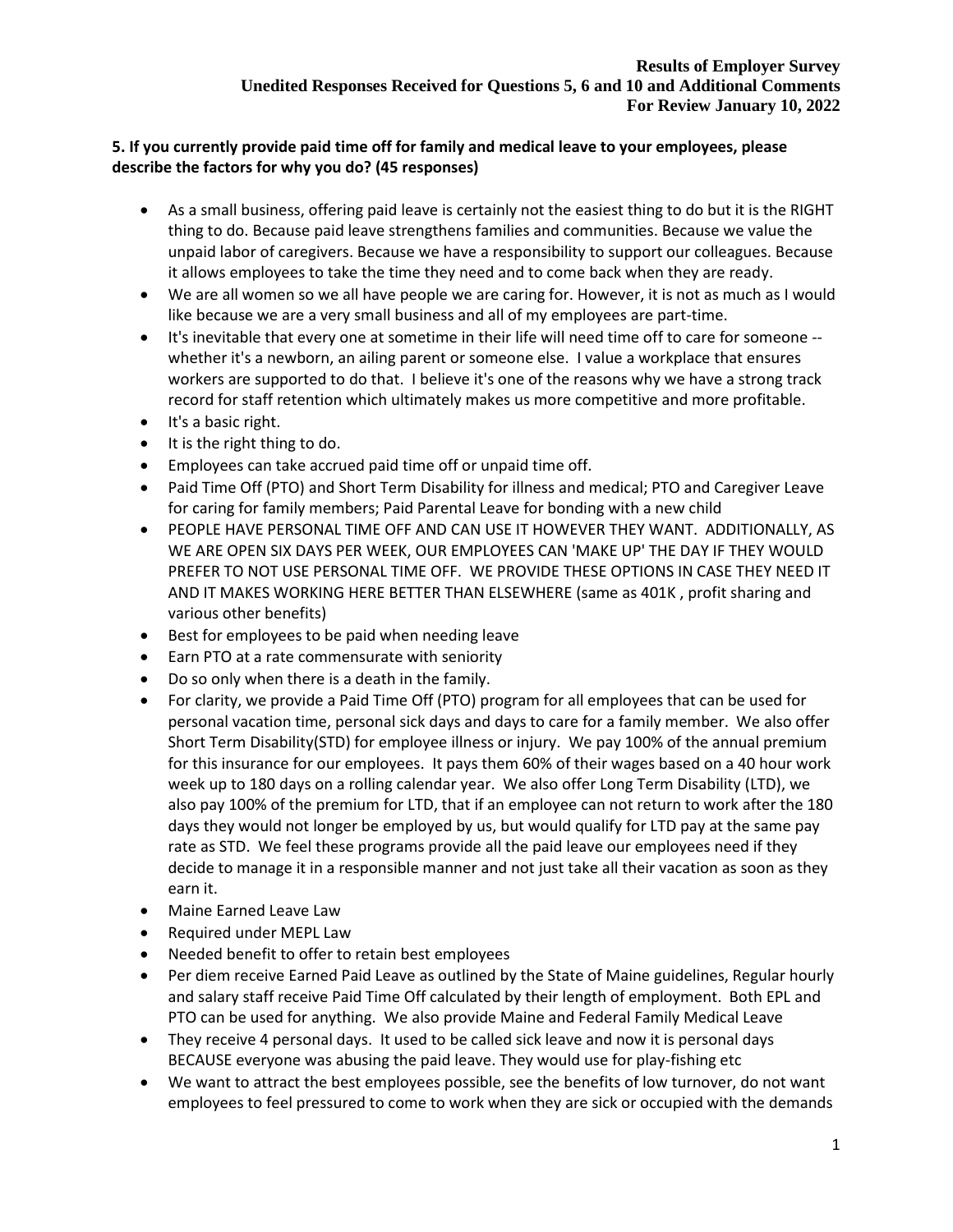**Results of Employer Survey**
**Unedited Responses Received for Questions 5, 6 and 10 and Additional Comments**
**For Review January 10, 2022**

**5. If you currently provide paid time off for family and medical leave to your employees, please describe the factors for why you do? (45 responses)**

- As a small business, offering paid leave is certainly not the easiest thing to do but it is the RIGHT thing to do. Because paid leave strengthens families and communities. Because we value the unpaid labor of caregivers. Because we have a responsibility to support our colleagues. Because it allows employees to take the time they need and to come back when they are ready.
- We are all women so we all have people we are caring for. However, it is not as much as I would like because we are a very small business and all of my employees are part-time.
- It's inevitable that every one at sometime in their life will need time off to care for someone -- whether it's a newborn, an ailing parent or someone else. I value a workplace that ensures workers are supported to do that. I believe it's one of the reasons why we have a strong track record for staff retention which ultimately makes us more competitive and more profitable.
- It's a basic right.
- It is the right thing to do.
- Employees can take accrued paid time off or unpaid time off.
- Paid Time Off (PTO) and Short Term Disability for illness and medical; PTO and Caregiver Leave for caring for family members; Paid Parental Leave for bonding with a new child
- PEOPLE HAVE PERSONAL TIME OFF AND CAN USE IT HOWEVER THEY WANT. ADDITIONALLY, AS WE ARE OPEN SIX DAYS PER WEEK, OUR EMPLOYEES CAN 'MAKE UP' THE DAY IF THEY WOULD PREFER TO NOT USE PERSONAL TIME OFF. WE PROVIDE THESE OPTIONS IN CASE THEY NEED IT AND IT MAKES WORKING HERE BETTER THAN ELSEWHERE (same as 401K , profit sharing and various other benefits)
- Best for employees to be paid when needing leave
- Earn PTO at a rate commensurate with seniority
- Do so only when there is a death in the family.
- For clarity, we provide a Paid Time Off (PTO) program for all employees that can be used for personal vacation time, personal sick days and days to care for a family member. We also offer Short Term Disability(STD) for employee illness or injury. We pay 100% of the annual premium for this insurance for our employees. It pays them 60% of their wages based on a 40 hour work week up to 180 days on a rolling calendar year. We also offer Long Term Disability (LTD), we also pay 100% of the premium for LTD, that if an employee can not return to work after the 180 days they would not longer be employed by us, but would qualify for LTD pay at the same pay rate as STD. We feel these programs provide all the paid leave our employees need if they decide to manage it in a responsible manner and not just take all their vacation as soon as they earn it.
- Maine Earned Leave Law
- Required under MEPL Law
- Needed benefit to offer to retain best employees
- Per diem receive Earned Paid Leave as outlined by the State of Maine guidelines, Regular hourly and salary staff receive Paid Time Off calculated by their length of employment. Both EPL and PTO can be used for anything. We also provide Maine and Federal Family Medical Leave
- They receive 4 personal days. It used to be called sick leave and now it is personal days BECAUSE everyone was abusing the paid leave. They would use for play-fishing etc
- We want to attract the best employees possible, see the benefits of low turnover, do not want employees to feel pressured to come to work when they are sick or occupied with the demands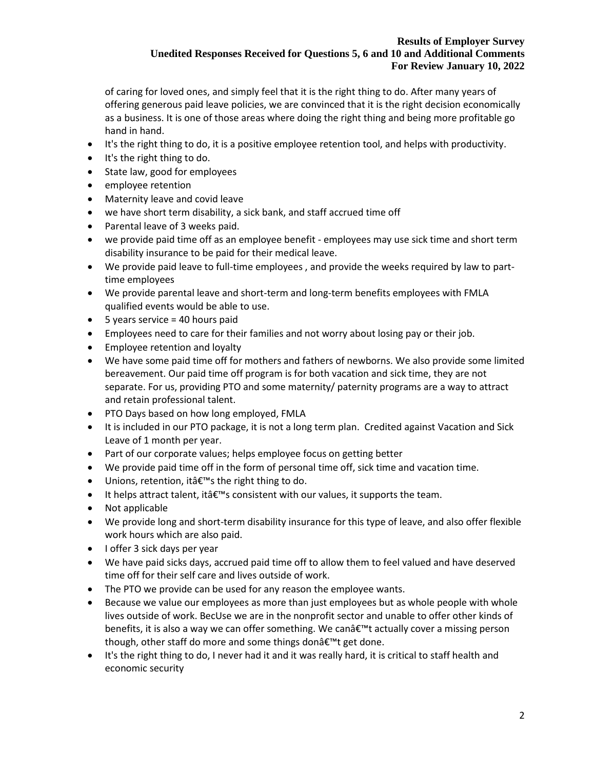of caring for loved ones, and simply feel that it is the right thing to do. After many years of offering generous paid leave policies, we are convinced that it is the right decision economically as a business. It is one of those areas where doing the right thing and being more profitable go hand in hand.

- It's the right thing to do, it is a positive employee retention tool, and helps with productivity.
- It's the right thing to do.
- State law, good for employees
- employee retention
- Maternity leave and covid leave
- we have short term disability, a sick bank, and staff accrued time off
- Parental leave of 3 weeks paid.
- we provide paid time off as an employee benefit - employees may use sick time and short term disability insurance to be paid for their medical leave.
- We provide paid leave to full-time employees , and provide the weeks required by law to part-time employees
- We provide parental leave and short-term and long-term benefits employees with FMLA qualified events would be able to use.
- 5 years service = 40 hours paid
- Employees need to care for their families and not worry about losing pay or their job.
- Employees retention and loyalty
- We have some paid time off for mothers and fathers of newborns. We also provide some limited bereavement. Our paid time off program is for both vacation and sick time, they are not separate. For us, providing PTO and some maternity/ paternity programs are a way to attract and retain professional talent.
- PTO Days based on how long employed, FMLA
- It is included in our PTO package, it is not a long term plan. Credited against Vacation and Sick Leave of 1 month per year.
- Part of our corporate values; helps employee focus on getting better
- We provide paid time off in the form of personal time off, sick time and vacation time.
- Unions, retention, itâ€™s the right thing to do.
- It helps attract talent, itâ€™s consistent with our values, it supports the team.
- Not applicable
- We provide long and short-term disability insurance for this type of leave, and also offer flexible work hours which are also paid.
- I offer 3 sick days per year
- We have paid sicks days, accrued paid time off to allow them to feel valued and have deserved time off for their self care and lives outside of work.
- The PTO we provide can be used for any reason the employee wants.
- Because we value our employees as more than just employees but as whole people with whole lives outside of work. BecUse we are in the nonprofit sector and unable to offer other kinds of benefits, it is also a way we can offer something. We canâ€™t actually cover a missing person though, other staff do more and some things donâ€™t get done.
- It's the right thing to do, I never had it and it was really hard, it is critical to staff health and economic security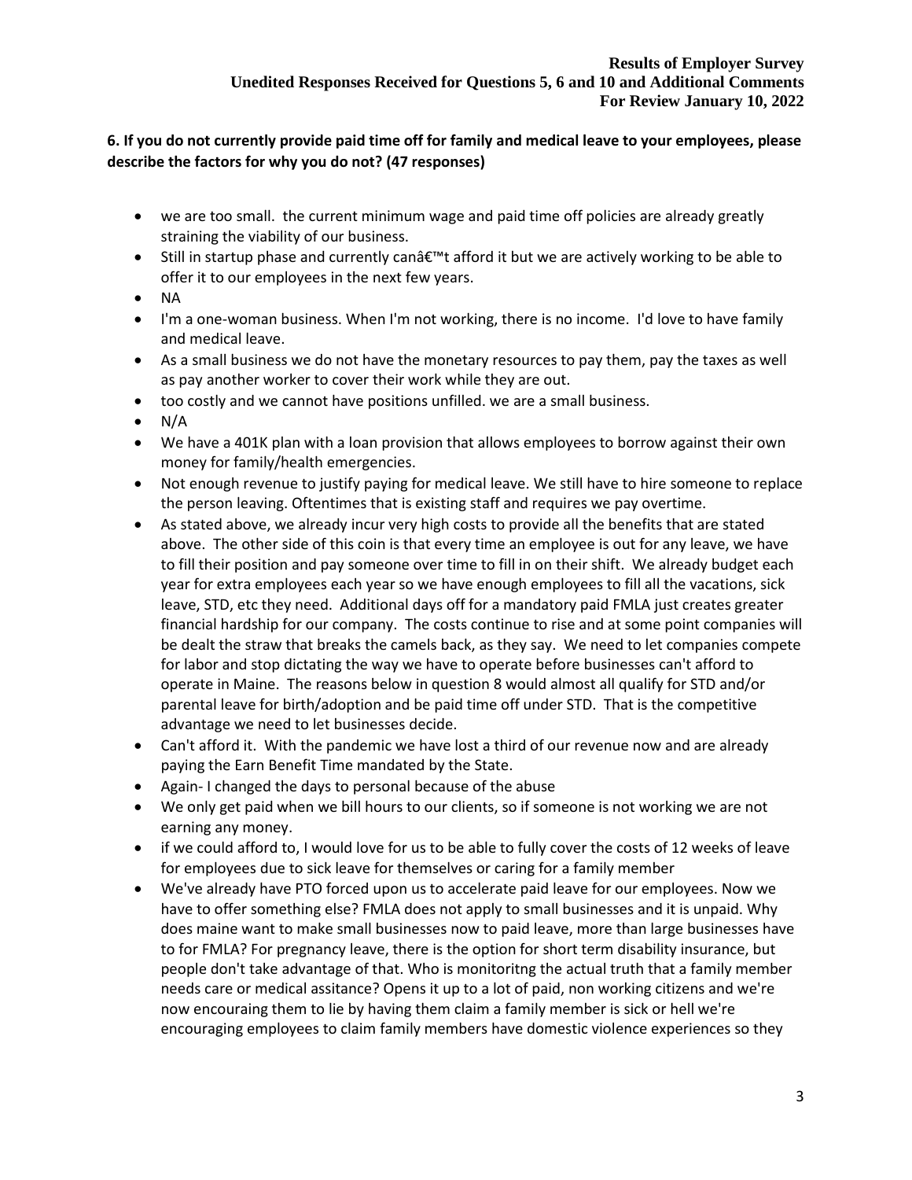**6. If you do not currently provide paid time off for family and medical leave to your employees, please describe the factors for why you do not? (47 responses)**

- we are too small. the current minimum wage and paid time off policies are already greatly straining the viability of our business.
- Still in startup phase and currently canâ€™t afford it but we are actively working to be able to offer it to our employees in the next few years.
- NA
- I'm a one-woman business. When I'm not working, there is no income. I'd love to have family and medical leave.
- As a small business we do not have the monetary resources to pay them, pay the taxes as well as pay another worker to cover their work while they are out.
- too costly and we cannot have positions unfilled. we are a small business.
- N/A
- We have a 401K plan with a loan provision that allows employees to borrow against their own money for family/health emergencies.
- Not enough revenue to justify paying for medical leave. We still have to hire someone to replace the person leaving. Oftentimes that is existing staff and requires we pay overtime.
- As stated above, we already incur very high costs to provide all the benefits that are stated above. The other side of this coin is that every time an employee is out for any leave, we have to fill their position and pay someone over time to fill in on their shift. We already budget each year for extra employees each year so we have enough employees to fill all the vacations, sick leave, STD, etc they need. Additional days off for a mandatory paid FMLA just creates greater financial hardship for our company. The costs continue to rise and at some point companies will be dealt the straw that breaks the camels back, as they say. We need to let companies compete for labor and stop dictating the way we have to operate before businesses can't afford to operate in Maine. The reasons below in question 8 would almost all qualify for STD and/or parental leave for birth/adoption and be paid time off under STD. That is the competitive advantage we need to let businesses decide.
- Can't afford it. With the pandemic we have lost a third of our revenue now and are already paying the Earn Benefit Time mandated by the State.
- Again- I changed the days to personal because of the abuse
- We only get paid when we bill hours to our clients, so if someone is not working we are not earning any money.
- if we could afford to, I would love for us to be able to fully cover the costs of 12 weeks of leave for employees due to sick leave for themselves or caring for a family member
- We've already have PTO forced upon us to accelerate paid leave for our employees. Now we have to offer something else? FMLA does not apply to small businesses and it is unpaid. Why does maine want to make small businesses now to paid leave, more than large businesses have to for FMLA? For pregnancy leave, there is the option for short term disability insurance, but people don't take advantage of that. Who is monitoritng the actual truth that a family member needs care or medical assitance? Opens it up to a lot of paid, non working citizens and we're now encouraing them to lie by having them claim a family member is sick or hell we're encouraging employees to claim family members have domestic violence experiences so they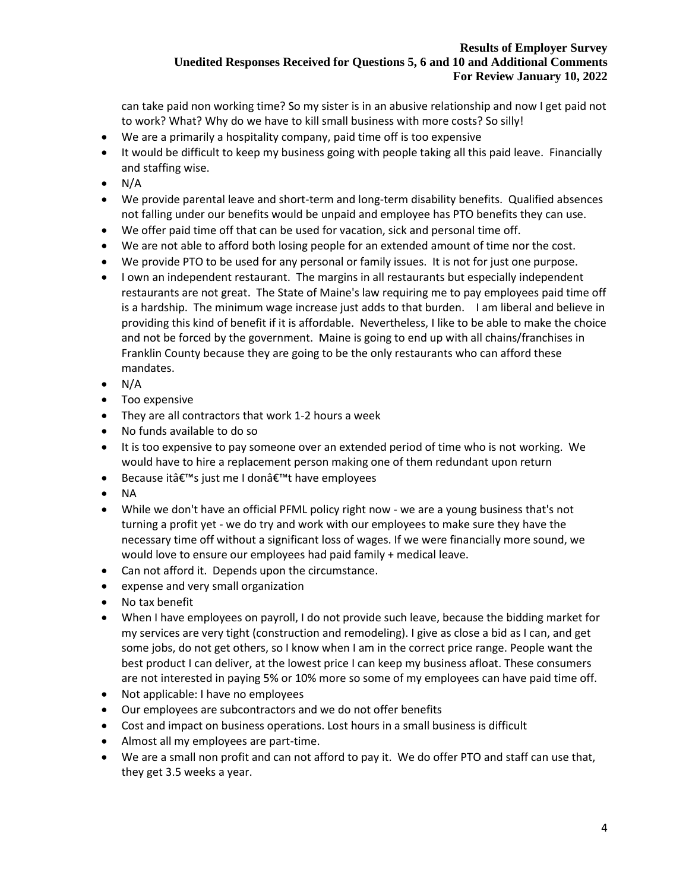can take paid non working time? So my sister is in an abusive relationship and now I get paid not to work? What? Why do we have to kill small business with more costs? So silly!

- We are a primarily a hospitality company, paid time off is too expensive
- It would be difficult to keep my business going with people taking all this paid leave. Financially and staffing wise.
- N/A
- We provide parental leave and short-term and long-term disability benefits. Qualified absences not falling under our benefits would be unpaid and employee has PTO benefits they can use.
- We offer paid time off that can be used for vacation, sick and personal time off.
- We are not able to afford both losing people for an extended amount of time nor the cost.
- We provide PTO to be used for any personal or family issues. It is not for just one purpose.
- I own an independent restaurant. The margins in all restaurants but especially independent restaurants are not great. The State of Maine's law requiring me to pay employees paid time off is a hardship. The minimum wage increase just adds to that burden. I am liberal and believe in providing this kind of benefit if it is affordable. Nevertheless, I like to be able to make the choice and not be forced by the government. Maine is going to end up with all chains/franchises in Franklin County because they are going to be the only restaurants who can afford these mandates.
- N/A
- Too expensive
- They are all contractors that work 1-2 hours a week
- No funds available to do so
- It is too expensive to pay someone over an extended period of time who is not working. We would have to hire a replacement person making one of them redundant upon return
- Because itâ€™s just me I donâ€™t have employees
- NA
- While we don't have an official PFML policy right now - we are a young business that's not turning a profit yet - we do try and work with our employees to make sure they have the necessary time off without a significant loss of wages. If we were financially more sound, we would love to ensure our employees had paid family + medical leave.
- Can not afford it. Depends upon the circumstance.
- expense and very small organization
- No tax benefit
- When I have employees on payroll, I do not provide such leave, because the bidding market for my services are very tight (construction and remodeling). I give as close a bid as I can, and get some jobs, do not get others, so I know when I am in the correct price range. People want the best product I can deliver, at the lowest price I can keep my business afloat. These consumers are not interested in paying 5% or 10% more so some of my employees can have paid time off.
- Not applicable: I have no employees
- Our employees are subcontractors and we do not offer benefits
- Cost and impact on business operations. Lost hours in a small business is difficult
- Almost all my employees are part-time.
- We are a small non profit and can not afford to pay it. We do offer PTO and staff can use that, they get 3.5 weeks a year.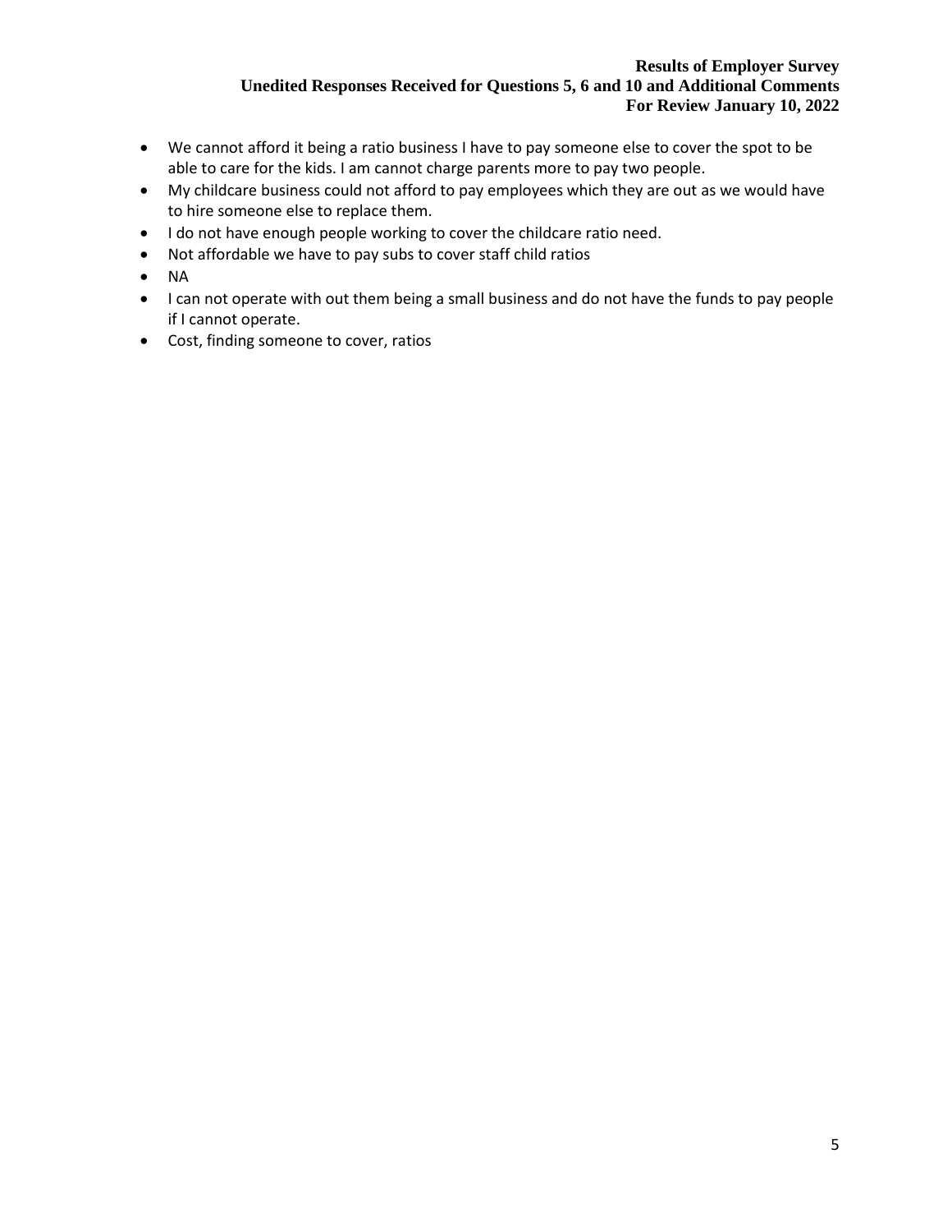- We cannot afford it being a ratio business I have to pay someone else to cover the spot to be able to care for the kids. I am cannot charge parents more to pay two people.
- My childcare business could not afford to pay employees which they are out as we would have to hire someone else to replace them.
- I do not have enough people working to cover the childcare ratio need.
- Not affordable we have to pay subs to cover staff child ratios
- NA
- I can not operate with out them being a small business and do not have the funds to pay people if I cannot operate.
- Cost, finding someone to cover, ratios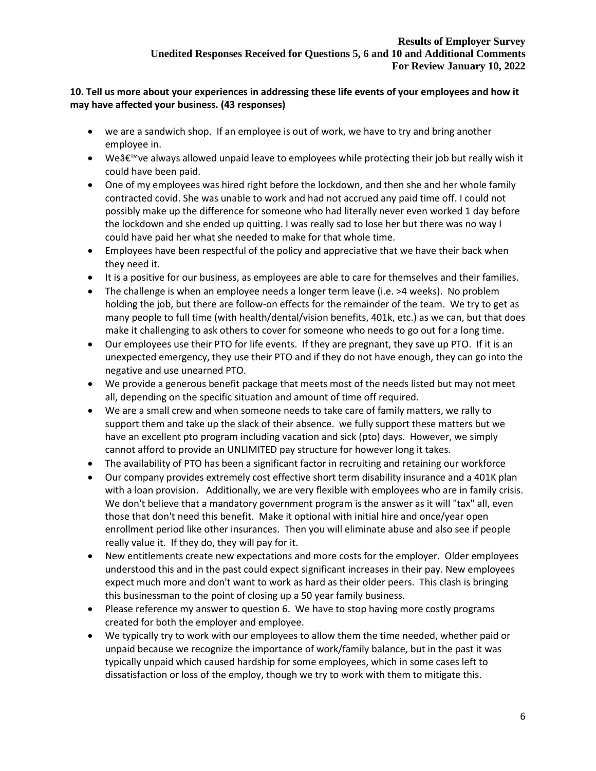**10. Tell us more about your experiences in addressing these life events of your employees and how it may have affected your business. (43 responses)**

- we are a sandwich shop. If an employee is out of work, we have to try and bring another employee in.
- Weâ€™ve always allowed unpaid leave to employees while protecting their job but really wish it could have been paid.
- One of my employees was hired right before the lockdown, and then she and her whole family contracted covid. She was unable to work and had not accrued any paid time off. I could not possibly make up the difference for someone who had literally never even worked 1 day before the lockdown and she ended up quitting. I was really sad to lose her but there was no way I could have paid her what she needed to make for that whole time.
- Employees have been respectful of the policy and appreciative that we have their back when they need it.
- It is a positive for our business, as employees are able to care for themselves and their families.
- The challenge is when an employee needs a longer term leave (i.e. >4 weeks). No problem holding the job, but there are follow-on effects for the remainder of the team. We try to get as many people to full time (with health/dental/vision benefits, 401k, etc.) as we can, but that does make it challenging to ask others to cover for someone who needs to go out for a long time.
- Our employees use their PTO for life events. If they are pregnant, they save up PTO. If it is an unexpected emergency, they use their PTO and if they do not have enough, they can go into the negative and use unearned PTO.
- We provide a generous benefit package that meets most of the needs listed but may not meet all, depending on the specific situation and amount of time off required.
- We are a small crew and when someone needs to take care of family matters, we rally to support them and take up the slack of their absence. we fully support these matters but we have an excellent pto program including vacation and sick (pto) days. However, we simply cannot afford to provide an UNLIMITED pay structure for however long it takes.
- The availability of PTO has been a significant factor in recruiting and retaining our workforce
- Our company provides extremely cost effective short term disability insurance and a 401K plan with a loan provision. Additionally, we are very flexible with employees who are in family crisis. We don't believe that a mandatory government program is the answer as it will "tax" all, even those that don't need this benefit. Make it optional with initial hire and once/year open enrollment period like other insurances. Then you will eliminate abuse and also see if people really value it. If they do, they will pay for it.
- New entitlements create new expectations and more costs for the employer. Older employees understood this and in the past could expect significant increases in their pay. New employees expect much more and don't want to work as hard as their older peers. This clash is bringing this businessman to the point of closing up a 50 year family business.
- Please reference my answer to question 6. We have to stop having more costly programs created for both the employer and employee.
- We typically try to work with our employees to allow them the time needed, whether paid or unpaid because we recognize the importance of work/family balance, but in the past it was typically unpaid which caused hardship for some employees, which in some cases left to dissatisfaction or loss of the employ, though we try to work with them to mitigate this.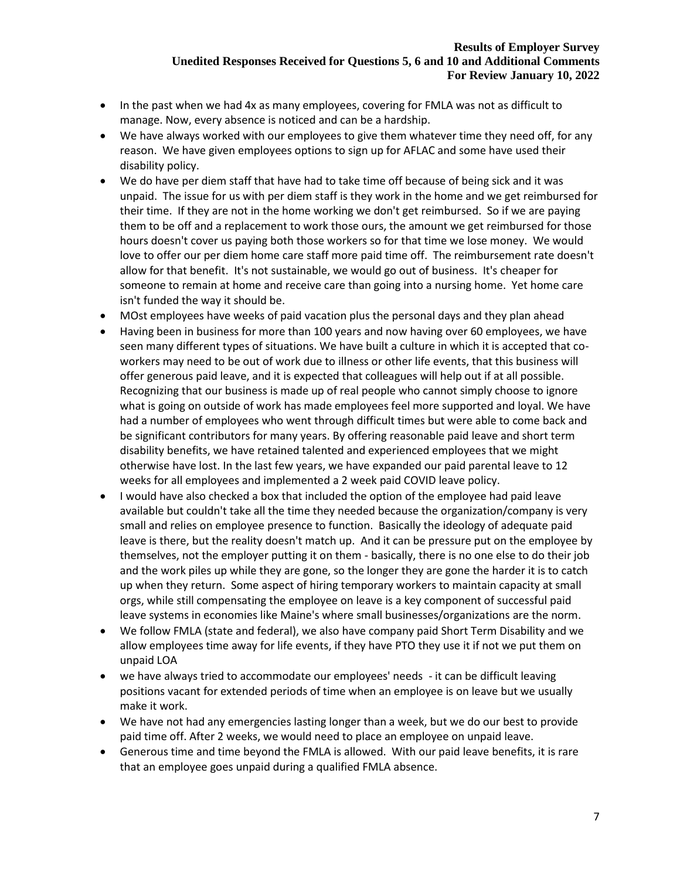- In the past when we had 4x as many employees, covering for FMLA was not as difficult to manage. Now, every absence is noticed and can be a hardship.
- We have always worked with our employees to give them whatever time they need off, for any reason. We have given employees options to sign up for AFLAC and some have used their disability policy.
- We do have per diem staff that have had to take time off because of being sick and it was unpaid. The issue for us with per diem staff is they work in the home and we get reimbursed for their time. If they are not in the home working we don't get reimbursed. So if we are paying them to be off and a replacement to work those ours, the amount we get reimbursed for those hours doesn't cover us paying both those workers so for that time we lose money. We would love to offer our per diem home care staff more paid time off. The reimbursement rate doesn't allow for that benefit. It's not sustainable, we would go out of business. It's cheaper for someone to remain at home and receive care than going into a nursing home. Yet home care isn't funded the way it should be.
- MOst employees have weeks of paid vacation plus the personal days and they plan ahead
- Having been in business for more than 100 years and now having over 60 employees, we have seen many different types of situations. We have built a culture in which it is accepted that co-workers may need to be out of work due to illness or other life events, that this business will offer generous paid leave, and it is expected that colleagues will help out if at all possible. Recognizing that our business is made up of real people who cannot simply choose to ignore what is going on outside of work has made employees feel more supported and loyal. We have had a number of employees who went through difficult times but were able to come back and be significant contributors for many years. By offering reasonable paid leave and short term disability benefits, we have retained talented and experienced employees that we might otherwise have lost. In the last few years, we have expanded our paid parental leave to 12 weeks for all employees and implemented a 2 week paid COVID leave policy.
- I would have also checked a box that included the option of the employee had paid leave available but couldn't take all the time they needed because the organization/company is very small and relies on employee presence to function. Basically the ideology of adequate paid leave is there, but the reality doesn't match up. And it can be pressure put on the employee by themselves, not the employer putting it on them - basically, there is no one else to do their job and the work piles up while they are gone, so the longer they are gone the harder it is to catch up when they return. Some aspect of hiring temporary workers to maintain capacity at small orgs, while still compensating the employee on leave is a key component of successful paid leave systems in economies like Maine's where small businesses/organizations are the norm.
- We follow FMLA (state and federal), we also have company paid Short Term Disability and we allow employees time away for life events, if they have PTO they use it if not we put them on unpaid LOA
- we have always tried to accommodate our employees' needs - it can be difficult leaving positions vacant for extended periods of time when an employee is on leave but we usually make it work.
- We have not had any emergencies lasting longer than a week, but we do our best to provide paid time off. After 2 weeks, we would need to place an employee on unpaid leave.
- Generous time and time beyond the FMLA is allowed. With our paid leave benefits, it is rare that an employee goes unpaid during a qualified FMLA absence.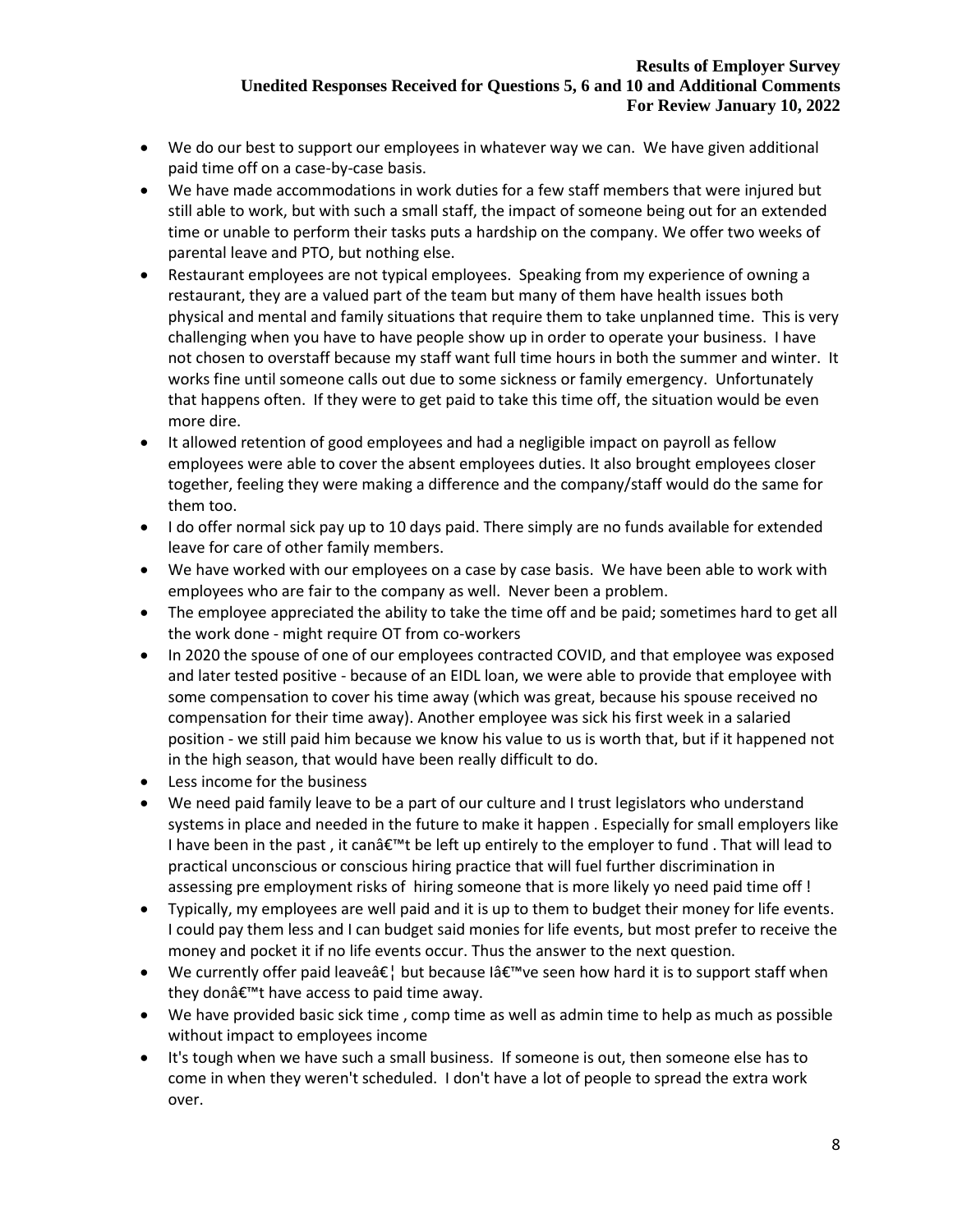- We do our best to support our employees in whatever way we can. We have given additional paid time off on a case-by-case basis.
- We have made accommodations in work duties for a few staff members that were injured but still able to work, but with such a small staff, the impact of someone being out for an extended time or unable to perform their tasks puts a hardship on the company. We offer two weeks of parental leave and PTO, but nothing else.
- Restaurant employees are not typical employees. Speaking from my experience of owning a restaurant, they are a valued part of the team but many of them have health issues both physical and mental and family situations that require them to take unplanned time. This is very challenging when you have to have people show up in order to operate your business. I have not chosen to overstaff because my staff want full time hours in both the summer and winter. It works fine until someone calls out due to some sickness or family emergency. Unfortunately that happens often. If they were to get paid to take this time off, the situation would be even more dire.
- It allowed retention of good employees and had a negligible impact on payroll as fellow employees were able to cover the absent employees duties. It also brought employees closer together, feeling they were making a difference and the company/staff would do the same for them too.
- I do offer normal sick pay up to 10 days paid. There simply are no funds available for extended leave for care of other family members.
- We have worked with our employees on a case by case basis. We have been able to work with employees who are fair to the company as well. Never been a problem.
- The employee appreciated the ability to take the time off and be paid; sometimes hard to get all the work done - might require OT from co-workers
- In 2020 the spouse of one of our employees contracted COVID, and that employee was exposed and later tested positive - because of an EIDL loan, we were able to provide that employee with some compensation to cover his time away (which was great, because his spouse received no compensation for their time away). Another employee was sick his first week in a salaried position - we still paid him because we know his value to us is worth that, but if it happened not in the high season, that would have been really difficult to do.
- Less income for the business
- We need paid family leave to be a part of our culture and I trust legislators who understand systems in place and needed in the future to make it happen . Especially for small employers like I have been in the past , it canâ€™t be left up entirely to the employer to fund . That will lead to practical unconscious or conscious hiring practice that will fuel further discrimination in assessing pre employment risks of hiring someone that is more likely yo need paid time off !
- Typically, my employees are well paid and it is up to them to budget their money for life events. I could pay them less and I can budget said monies for life events, but most prefer to receive the money and pocket it if no life events occur. Thus the answer to the next question.
- We currently offer paid leaveâ€¦ but because Iâ€™ve seen how hard it is to support staff when they donâ€™t have access to paid time away.
- We have provided basic sick time , comp time as well as admin time to help as much as possible without impact to employees income
- It's tough when we have such a small business. If someone is out, then someone else has to come in when they weren't scheduled. I don't have a lot of people to spread the extra work over.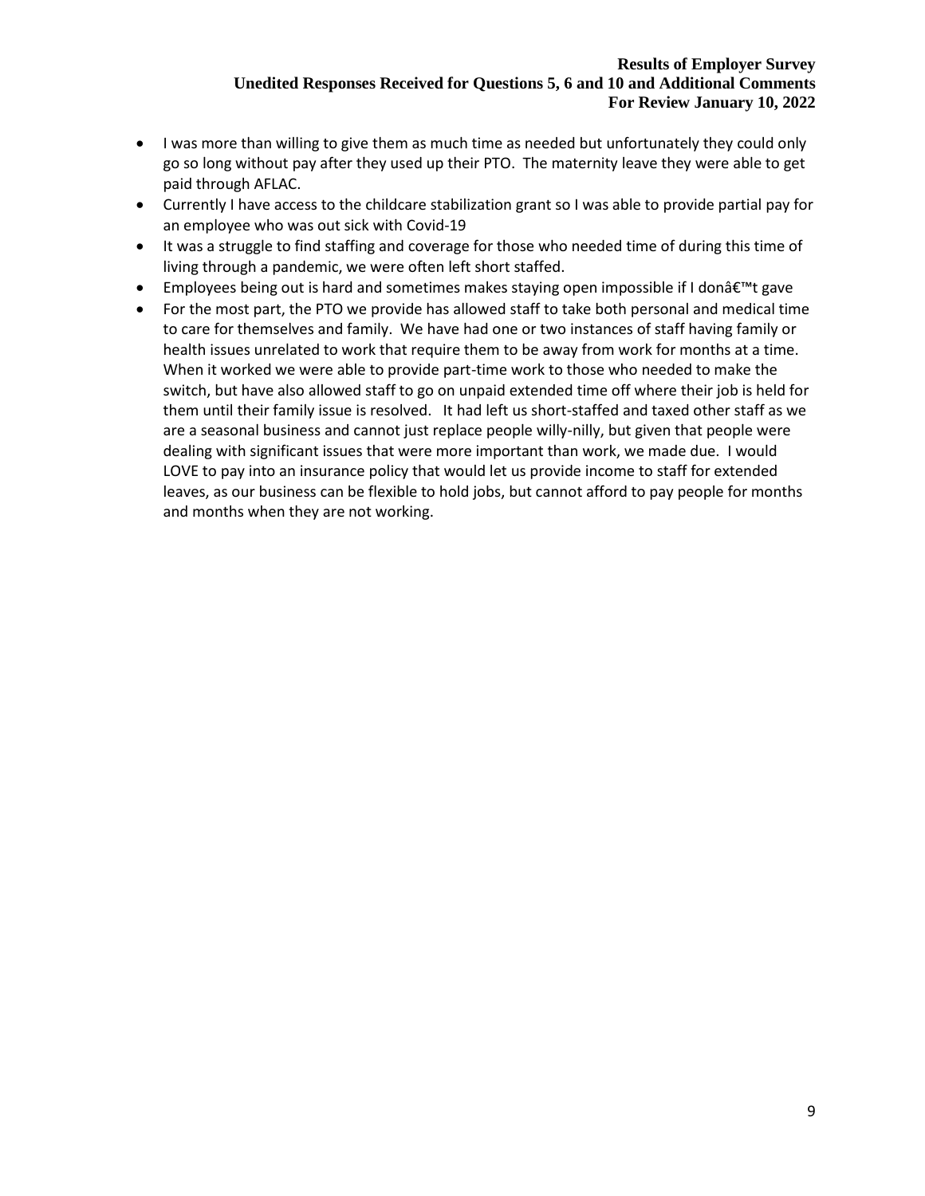- I was more than willing to give them as much time as needed but unfortunately they could only go so long without pay after they used up their PTO. The maternity leave they were able to get paid through AFLAC.
- Currently I have access to the childcare stabilization grant so I was able to provide partial pay for an employee who was out sick with Covid-19
- It was a struggle to find staffing and coverage for those who needed time of during this time of living through a pandemic, we were often left short staffed.
- Employees being out is hard and sometimes makes staying open impossible if I donâ€™t gave
- For the most part, the PTO we provide has allowed staff to take both personal and medical time to care for themselves and family. We have had one or two instances of staff having family or health issues unrelated to work that require them to be away from work for months at a time. When it worked we were able to provide part-time work to those who needed to make the switch, but have also allowed staff to go on unpaid extended time off where their job is held for them until their family issue is resolved. It had left us short-staffed and taxed other staff as we are a seasonal business and cannot just replace people willy-nilly, but given that people were dealing with significant issues that were more important than work, we made due. I would LOVE to pay into an insurance policy that would let us provide income to staff for extended leaves, as our business can be flexible to hold jobs, but cannot afford to pay people for months and months when they are not working.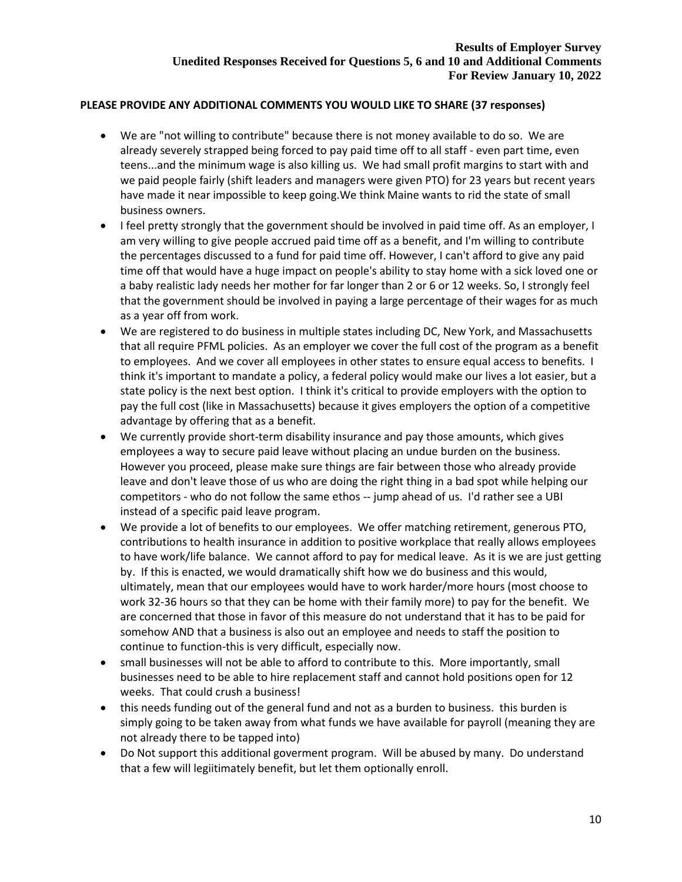**Results of Employer Survey**
**Unedited Responses Received for Questions 5, 6 and 10 and Additional Comments**
**For Review January 10, 2022**

**PLEASE PROVIDE ANY ADDITIONAL COMMENTS YOU WOULD LIKE TO SHARE (37 responses)**

- We are "not willing to contribute" because there is not money available to do so. We are already severely strapped being forced to pay paid time off to all staff - even part time, even teens...and the minimum wage is also killing us. We had small profit margins to start with and we paid people fairly (shift leaders and managers were given PTO) for 23 years but recent years have made it near impossible to keep going.We think Maine wants to rid the state of small business owners.
- I feel pretty strongly that the government should be involved in paid time off. As an employer, I am very willing to give people accrued paid time off as a benefit, and I'm willing to contribute the percentages discussed to a fund for paid time off. However, I can't afford to give any paid time off that would have a huge impact on people's ability to stay home with a sick loved one or a baby realistic lady needs her mother for far longer than 2 or 6 or 12 weeks. So, I strongly feel that the government should be involved in paying a large percentage of their wages for as much as a year off from work.
- We are registered to do business in multiple states including DC, New York, and Massachusetts that all require PFML policies. As an employer we cover the full cost of the program as a benefit to employees. And we cover all employees in other states to ensure equal access to benefits. I think it's important to mandate a policy, a federal policy would make our lives a lot easier, but a state policy is the next best option. I think it's critical to provide employers with the option to pay the full cost (like in Massachusetts) because it gives employers the option of a competitive advantage by offering that as a benefit.
- We currently provide short-term disability insurance and pay those amounts, which gives employees a way to secure paid leave without placing an undue burden on the business. However you proceed, please make sure things are fair between those who already provide leave and don't leave those of us who are doing the right thing in a bad spot while helping our competitors - who do not follow the same ethos -- jump ahead of us. I'd rather see a UBI instead of a specific paid leave program.
- We provide a lot of benefits to our employees. We offer matching retirement, generous PTO, contributions to health insurance in addition to positive workplace that really allows employees to have work/life balance. We cannot afford to pay for medical leave. As it is we are just getting by. If this is enacted, we would dramatically shift how we do business and this would, ultimately, mean that our employees would have to work harder/more hours (most choose to work 32-36 hours so that they can be home with their family more) to pay for the benefit. We are concerned that those in favor of this measure do not understand that it has to be paid for somehow AND that a business is also out an employee and needs to staff the position to continue to function-this is very difficult, especially now.
- small businesses will not be able to afford to contribute to this. More importantly, small businesses need to be able to hire replacement staff and cannot hold positions open for 12 weeks. That could crush a business!
- this needs funding out of the general fund and not as a burden to business. this burden is simply going to be taken away from what funds we have available for payroll (meaning they are not already there to be tapped into)
- Do Not support this additional goverment program. Will be abused by many. Do understand that a few will legiitimately benefit, but let them optionally enroll.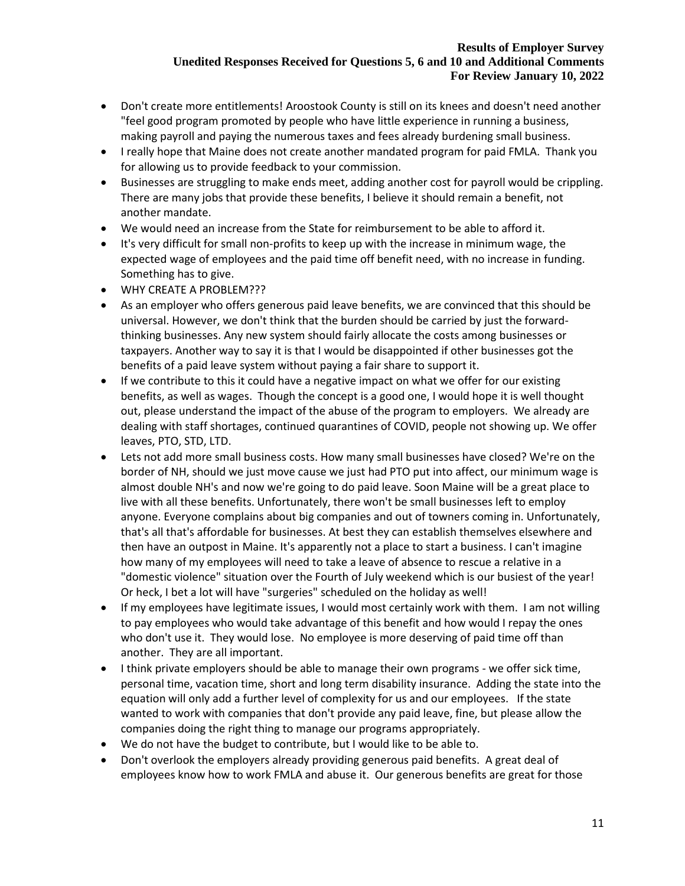- Don't create more entitlements! Aroostook County is still on its knees and doesn't need another "feel good program promoted by people who have little experience in running a business, making payroll and paying the numerous taxes and fees already burdening small business.
- I really hope that Maine does not create another mandated program for paid FMLA. Thank you for allowing us to provide feedback to your commission.
- Businesses are struggling to make ends meet, adding another cost for payroll would be crippling. There are many jobs that provide these benefits, I believe it should remain a benefit, not another mandate.
- We would need an increase from the State for reimbursement to be able to afford it.
- It's very difficult for small non-profits to keep up with the increase in minimum wage, the expected wage of employees and the paid time off benefit need, with no increase in funding. Something has to give.
- WHY CREATE A PROBLEM???
- As an employer who offers generous paid leave benefits, we are convinced that this should be universal. However, we don't think that the burden should be carried by just the forward-thinking businesses. Any new system should fairly allocate the costs among businesses or taxpayers. Another way to say it is that I would be disappointed if other businesses got the benefits of a paid leave system without paying a fair share to support it.
- If we contribute to this it could have a negative impact on what we offer for our existing benefits, as well as wages. Though the concept is a good one, I would hope it is well thought out, please understand the impact of the abuse of the program to employers. We already are dealing with staff shortages, continued quarantines of COVID, people not showing up. We offer leaves, PTO, STD, LTD.
- Lets not add more small business costs. How many small businesses have closed? We're on the border of NH, should we just move cause we just had PTO put into affect, our minimum wage is almost double NH's and now we're going to do paid leave. Soon Maine will be a great place to live with all these benefits. Unfortunately, there won't be small businesses left to employ anyone. Everyone complains about big companies and out of towners coming in. Unfortunately, that's all that's affordable for businesses. At best they can establish themselves elsewhere and then have an outpost in Maine. It's apparently not a place to start a business. I can't imagine how many of my employees will need to take a leave of absence to rescue a relative in a "domestic violence" situation over the Fourth of July weekend which is our busiest of the year! Or heck, I bet a lot will have "surgeries" scheduled on the holiday as well!
- If my employees have legitimate issues, I would most certainly work with them. I am not willing to pay employees who would take advantage of this benefit and how would I repay the ones who don't use it. They would lose. No employee is more deserving of paid time off than another. They are all important.
- I think private employers should be able to manage their own programs - we offer sick time, personal time, vacation time, short and long term disability insurance. Adding the state into the equation will only add a further level of complexity for us and our employees. If the state wanted to work with companies that don't provide any paid leave, fine, but please allow the companies doing the right thing to manage our programs appropriately.
- We do not have the budget to contribute, but I would like to be able to.
- Don't overlook the employers already providing generous paid benefits. A great deal of employees know how to work FMLA and abuse it. Our generous benefits are great for those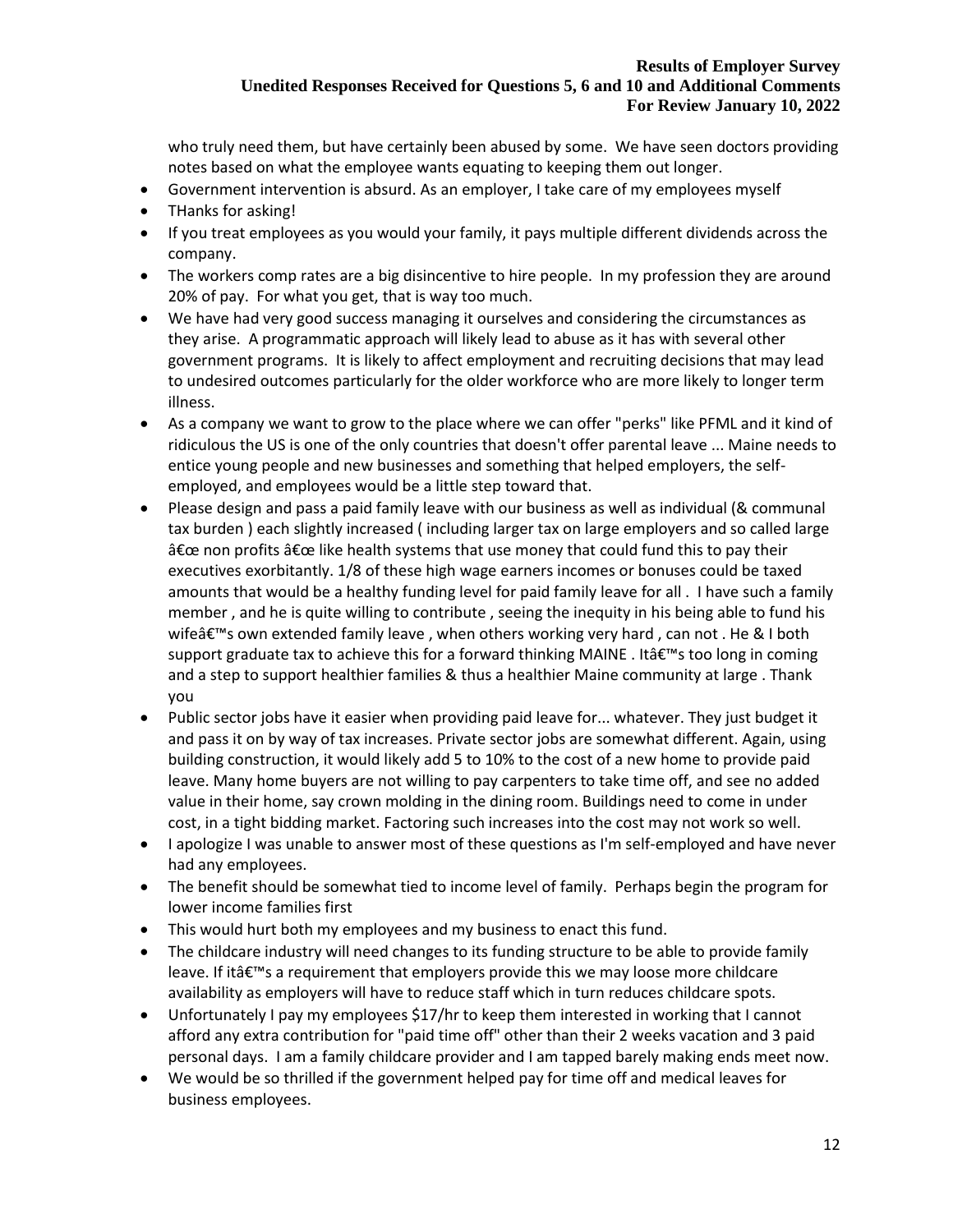who truly need them, but have certainly been abused by some. We have seen doctors providing notes based on what the employee wants equating to keeping them out longer.

- Government intervention is absurd. As an employer, I take care of my employees myself
- THanks for asking!
- If you treat employees as you would your family, it pays multiple different dividends across the company.
- The workers comp rates are a big disincentive to hire people. In my profession they are around 20% of pay. For what you get, that is way too much.
- We have had very good success managing it ourselves and considering the circumstances as they arise. A programmatic approach will likely lead to abuse as it has with several other government programs. It is likely to affect employment and recruiting decisions that may lead to undesired outcomes particularly for the older workforce who are more likely to longer term illness.
- As a company we want to grow to the place where we can offer "perks" like PFML and it kind of ridiculous the US is one of the only countries that doesn't offer parental leave ... Maine needs to entice young people and new businesses and something that helped employers, the self-employed, and employees would be a little step toward that.
- Please design and pass a paid family leave with our business as well as individual (& communal tax burden ) each slightly increased ( including larger tax on large employers and so called large â€œ non profits â€œ like health systems that use money that could fund this to pay their executives exorbitantly. 1/8 of these high wage earners incomes or bonuses could be taxed amounts that would be a healthy funding level for paid family leave for all . I have such a family member , and he is quite willing to contribute , seeing the inequity in his being able to fund his wifeâ€™s own extended family leave , when others working very hard , can not . He & I both support graduate tax to achieve this for a forward thinking MAINE . Itâ€™s too long in coming and a step to support healthier families & thus a healthier Maine community at large . Thank you
- Public sector jobs have it easier when providing paid leave for... whatever. They just budget it and pass it on by way of tax increases. Private sector jobs are somewhat different. Again, using building construction, it would likely add 5 to 10% to the cost of a new home to provide paid leave. Many home buyers are not willing to pay carpenters to take time off, and see no added value in their home, say crown molding in the dining room. Buildings need to come in under cost, in a tight bidding market. Factoring such increases into the cost may not work so well.
- I apologize I was unable to answer most of these questions as I'm self-employed and have never had any employees.
- The benefit should be somewhat tied to income level of family. Perhaps begin the program for lower income families first
- This would hurt both my employees and my business to enact this fund.
- The childcare industry will need changes to its funding structure to be able to provide family leave. If itâ€™s a requirement that employers provide this we may loose more childcare availability as employers will have to reduce staff which in turn reduces childcare spots.
- Unfortunately I pay my employees $17/hr to keep them interested in working that I cannot afford any extra contribution for "paid time off" other than their 2 weeks vacation and 3 paid personal days. I am a family childcare provider and I am tapped barely making ends meet now.
- We would be so thrilled if the government helped pay for time off and medical leaves for business employees.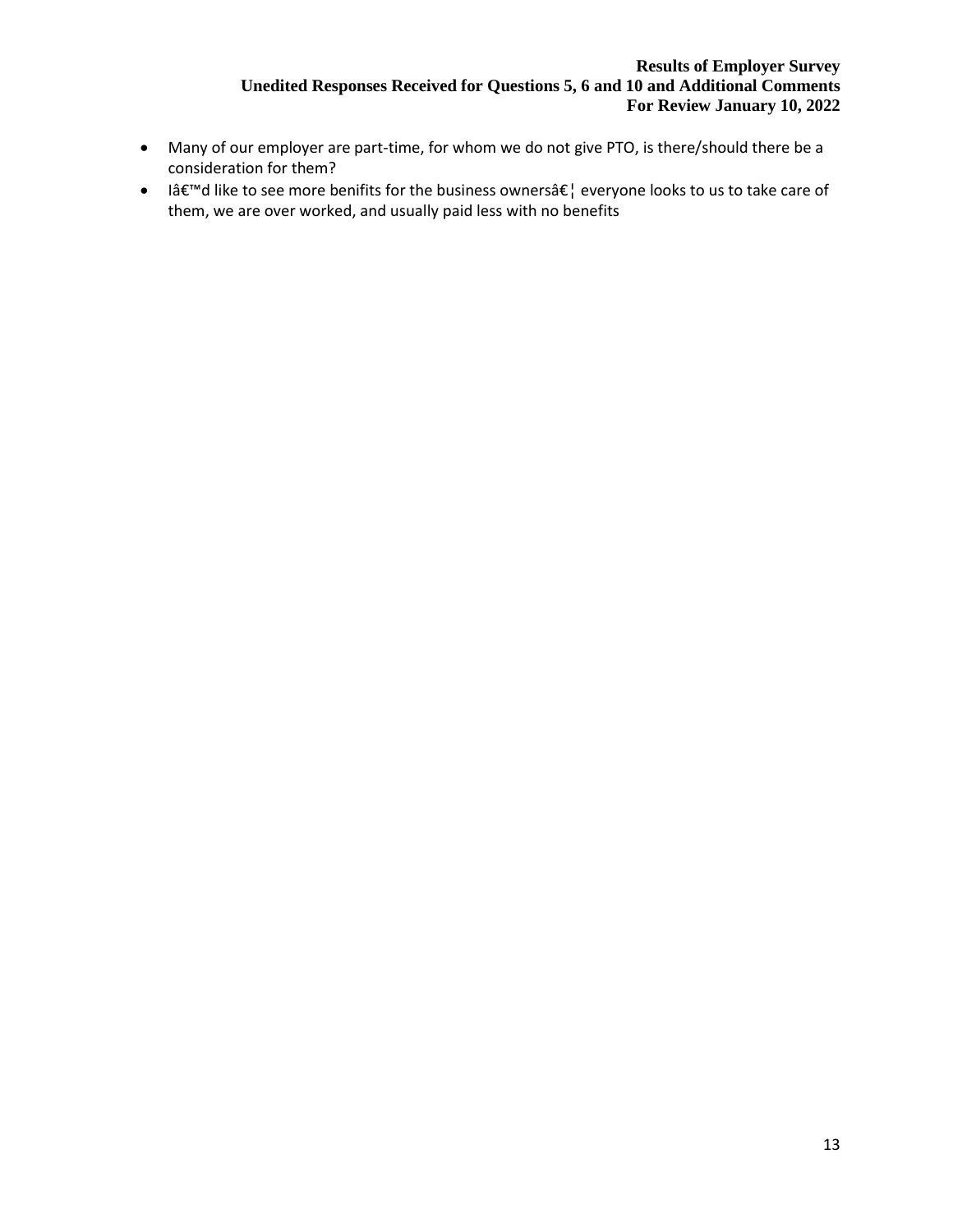- Many of our employer are part-time, for whom we do not give PTO, is there/should there be a consideration for them?
- Iâ€™d like to see more benifits for the business ownersâ€¦ everyone looks to us to take care of them, we are over worked, and usually paid less with no benefits